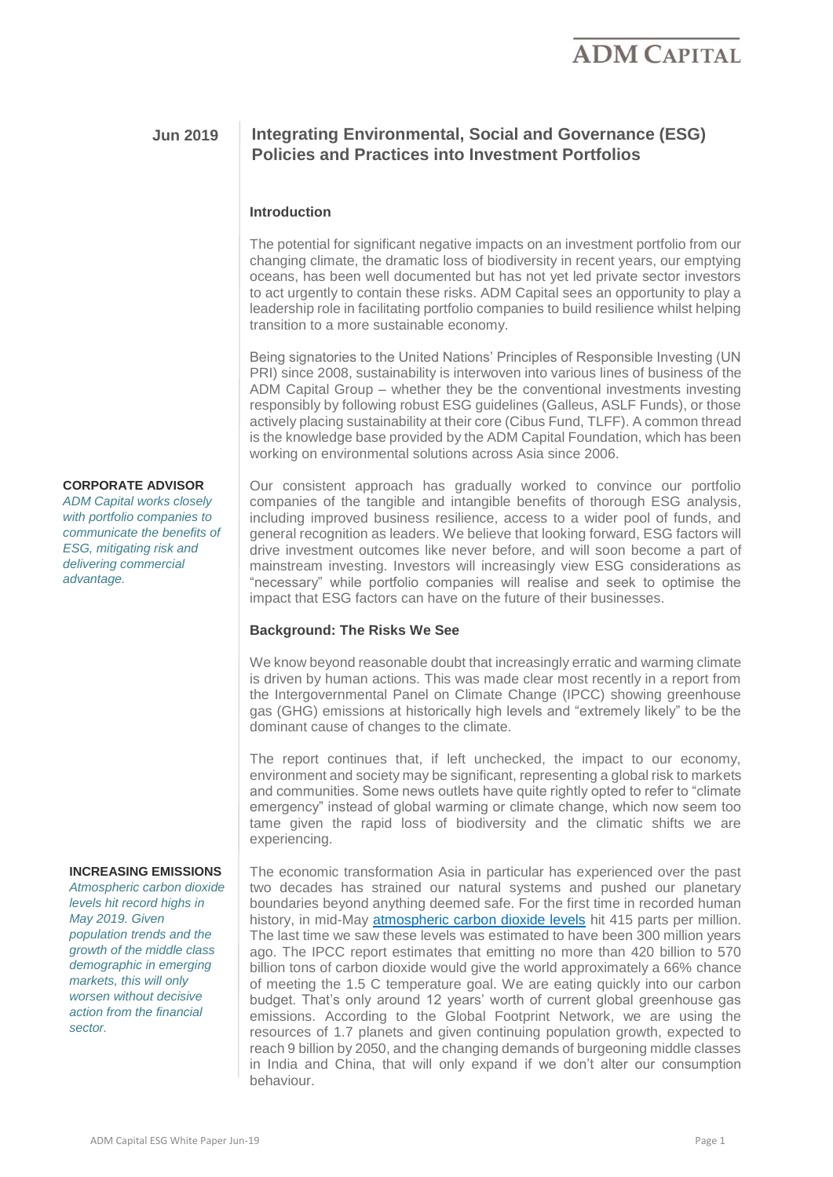**Jun 2019**

# Integrating Environmental, Social and Governance (ESG) Policies and Practices into Investment Portfolios

## Introduction

The potential for significant negative impacts on an investment portfolio from our changing climate, the dramatic loss of biodiversity in recent years, our emptying oceans, has been well documented but has not yet led private sector investors to act urgently to contain these risks. ADM Capital sees an opportunity to play a leadership role in facilitating portfolio companies to build resilience whilst helping transition to a more sustainable economy.

Being signatories to the United Nations' Principles of Responsible Investing (UN PRI) since 2008, sustainability is interwoven into various lines of business of the ADM Capital Group – whether they be the conventional investments investing responsibly by following robust ESG guidelines (Galleus, ASLF Funds), or those actively placing sustainability at their core (Cibus Fund, TLFF). A common thread is the knowledge base provided by the ADM Capital Foundation, which has been working on environmental solutions across Asia since 2006.

**CORPORATE ADVISOR**

*ADM Capital works closely with portfolio companies to communicate the benefits of ESG, mitigating risk and delivering commercial advantage.*

Our consistent approach has gradually worked to convince our portfolio companies of the tangible and intangible benefits of thorough ESG analysis, including improved business resilience, access to a wider pool of funds, and general recognition as leaders. We believe that looking forward, ESG factors will drive investment outcomes like never before, and will soon become a part of mainstream investing. Investors will increasingly view ESG considerations as "necessary" while portfolio companies will realise and seek to optimise the impact that ESG factors can have on the future of their businesses.

## Background: The Risks We See

We know beyond reasonable doubt that increasingly erratic and warming climate is driven by human actions. This was made clear most recently in a report from the Intergovernmental Panel on Climate Change (IPCC) showing greenhouse gas (GHG) emissions at historically high levels and "extremely likely" to be the dominant cause of changes to the climate.

The report continues that, if left unchecked, the impact to our economy, environment and society may be significant, representing a global risk to markets and communities. Some news outlets have quite rightly opted to refer to "climate emergency" instead of global warming or climate change, which now seem too tame given the rapid loss of biodiversity and the climatic shifts we are experiencing.

**INCREASING EMISSIONS**

*Atmospheric carbon dioxide levels hit record highs in May 2019. Given population trends and the growth of the middle class demographic in emerging markets, this will only worsen without decisive action from the financial sector.*

The economic transformation Asia in particular has experienced over the past two decades has strained our natural systems and pushed our planetary boundaries beyond anything deemed safe. For the first time in recorded human history, in mid-May atmospheric carbon dioxide levels hit 415 parts per million. The last time we saw these levels was estimated to have been 300 million years ago. The IPCC report estimates that emitting no more than 420 billion to 570 billion tons of carbon dioxide would give the world approximately a 66% chance of meeting the 1.5 C temperature goal. We are eating quickly into our carbon budget. That's only around 12 years' worth of current global greenhouse gas emissions. According to the Global Footprint Network, we are using the resources of 1.7 planets and given continuing population growth, expected to reach 9 billion by 2050, and the changing demands of burgeoning middle classes in India and China, that will only expand if we don't alter our consumption behaviour.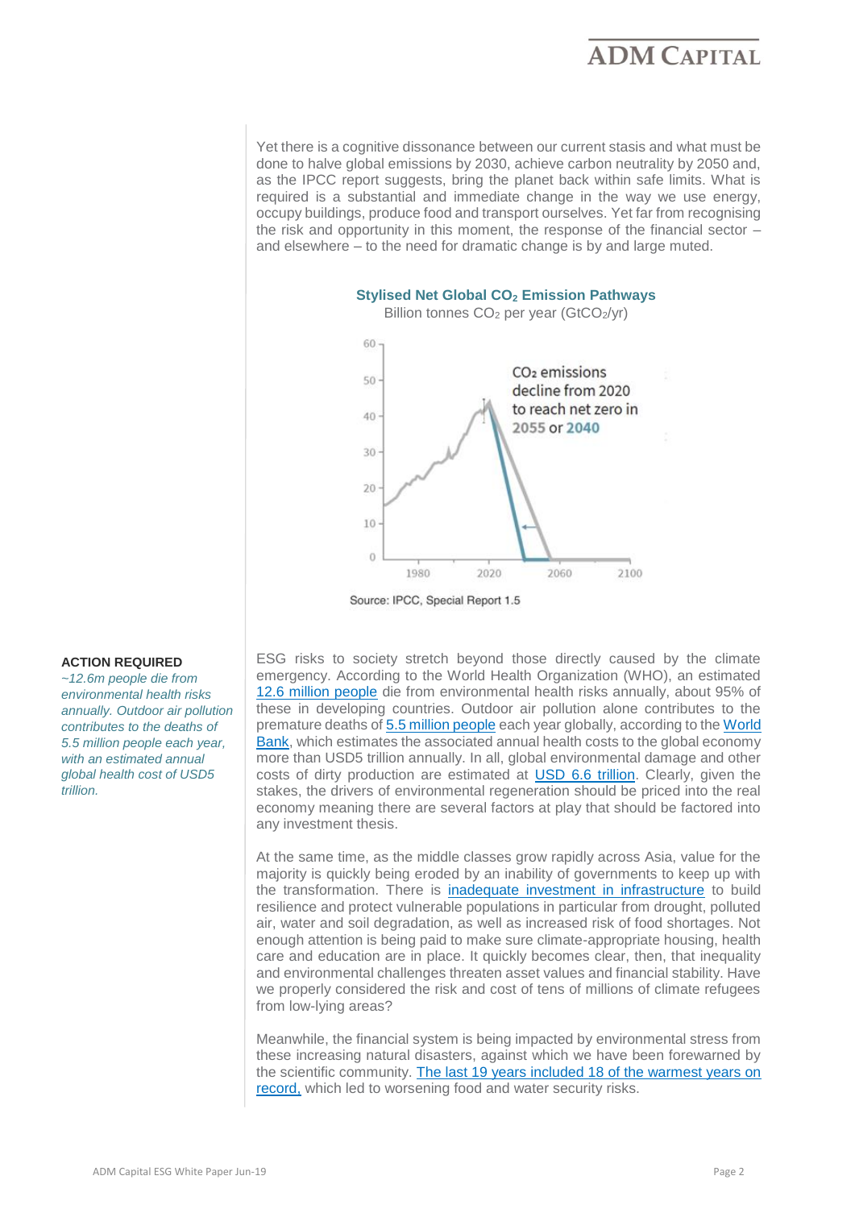Yet there is a cognitive dissonance between our current stasis and what must be done to halve global emissions by 2030, achieve carbon neutrality by 2050 and, as the IPCC report suggests, bring the planet back within safe limits. What is required is a substantial and immediate change in the way we use energy, occupy buildings, produce food and transport ourselves. Yet far from recognising the risk and opportunity in this moment, the response of the financial sector – and elsewhere – to the need for dramatic change is by and large muted.

**Stylised Net Global $CO_2$ Emission Pathways**

Billion tonnes $CO_2$ per year ($GtCO_2$/yr)

$CO_2$ emissions decline from 2020 to reach net zero in 2055 or 2040

Source: IPCC, Special Report 1.5

**ACTION REQUIRED**

*~12.6m people die from environmental health risks annually. Outdoor air pollution contributes to the deaths of 5.5 million people each year, with an estimated annual global health cost of USD5 trillion.*

ESG risks to society stretch beyond those directly caused by the climate emergency. According to the World Health Organization (WHO), an estimated 12.6 million people die from environmental health risks annually, about 95% of these in developing countries. Outdoor air pollution alone contributes to the premature deaths of 5.5 million people each year globally, according to the World Bank, which estimates the associated annual health costs to the global economy more than USD5 trillion annually. In all, global environmental damage and other costs of dirty production are estimated at USD 6.6 trillion. Clearly, given the stakes, the drivers of environmental regeneration should be priced into the real economy meaning there are several factors at play that should be factored into any investment thesis.

At the same time, as the middle classes grow rapidly across Asia, value for the majority is quickly being eroded by an inability of governments to keep up with the transformation. There is inadequate investment in infrastructure to build resilience and protect vulnerable populations in particular from drought, polluted air, water and soil degradation, as well as increased risk of food shortages. Not enough attention is being paid to make sure climate-appropriate housing, health care and education are in place. It quickly becomes clear, then, that inequality and environmental challenges threaten asset values and financial stability. Have we properly considered the risk and cost of tens of millions of climate refugees from low-lying areas?

Meanwhile, the financial system is being impacted by environmental stress from these increasing natural disasters, against which we have been forewarned by the scientific community. The last 19 years included 18 of the warmest years on record, which led to worsening food and water security risks.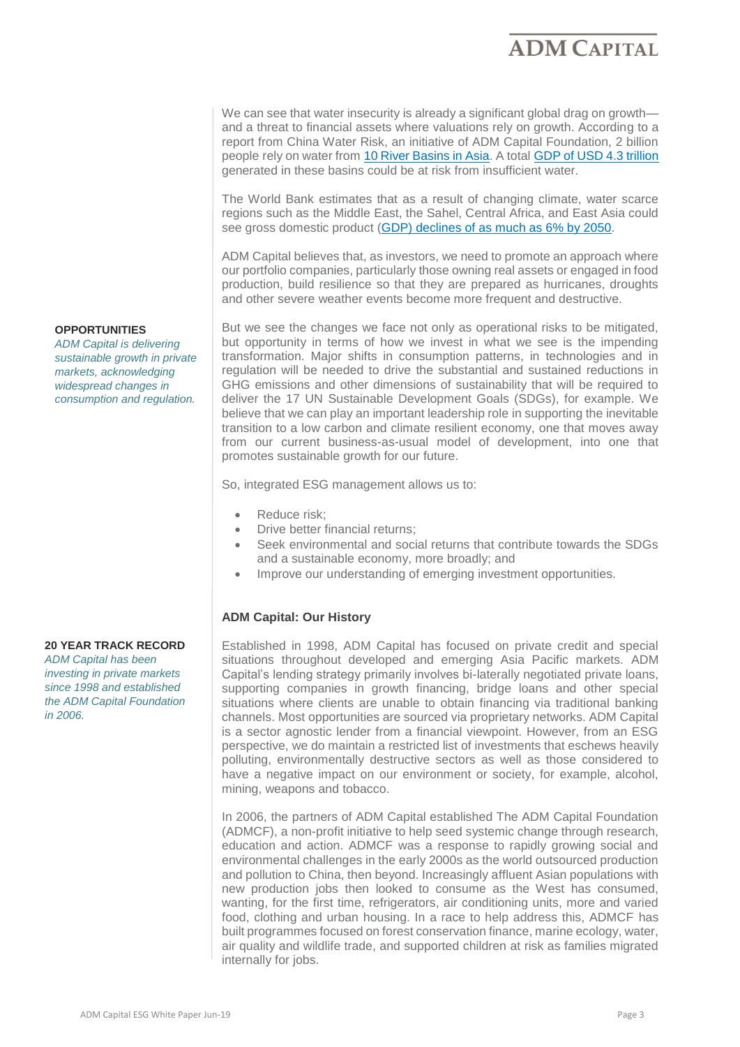We can see that water insecurity is already a significant global drag on growth—and a threat to financial assets where valuations rely on growth. According to a report from China Water Risk, an initiative of ADM Capital Foundation, 2 billion people rely on water from 10 River Basins in Asia. A total GDP of USD 4.3 trillion generated in these basins could be at risk from insufficient water.

The World Bank estimates that as a result of changing climate, water scarce regions such as the Middle East, the Sahel, Central Africa, and East Asia could see gross domestic product (GDP) declines of as much as 6% by 2050.

ADM Capital believes that, as investors, we need to promote an approach where our portfolio companies, particularly those owning real assets or engaged in food production, build resilience so that they are prepared as hurricanes, droughts and other severe weather events become more frequent and destructive.

**OPPORTUNITIES**

*ADM Capital is delivering sustainable growth in private markets, acknowledging widespread changes in consumption and regulation.*

But we see the changes we face not only as operational risks to be mitigated, but opportunity in terms of how we invest in what we see is the impending transformation. Major shifts in consumption patterns, in technologies and in regulation will be needed to drive the substantial and sustained reductions in GHG emissions and other dimensions of sustainability that will be required to deliver the 17 UN Sustainable Development Goals (SDGs), for example. We believe that we can play an important leadership role in supporting the inevitable transition to a low carbon and climate resilient economy, one that moves away from our current business-as-usual model of development, into one that promotes sustainable growth for our future.

So, integrated ESG management allows us to:

- Reduce risk;
- Drive better financial returns;
- Seek environmental and social returns that contribute towards the SDGs and a sustainable economy, more broadly; and
- Improve our understanding of emerging investment opportunities.

## ADM Capital: Our History

**20 YEAR TRACK RECORD**

*ADM Capital has been investing in private markets since 1998 and established the ADM Capital Foundation in 2006.*

Established in 1998, ADM Capital has focused on private credit and special situations throughout developed and emerging Asia Pacific markets. ADM Capital's lending strategy primarily involves bi-laterally negotiated private loans, supporting companies in growth financing, bridge loans and other special situations where clients are unable to obtain financing via traditional banking channels. Most opportunities are sourced via proprietary networks. ADM Capital is a sector agnostic lender from a financial viewpoint. However, from an ESG perspective, we do maintain a restricted list of investments that eschews heavily polluting, environmentally destructive sectors as well as those considered to have a negative impact on our environment or society, for example, alcohol, mining, weapons and tobacco.

In 2006, the partners of ADM Capital established The ADM Capital Foundation (ADMCF), a non-profit initiative to help seed systemic change through research, education and action. ADMCF was a response to rapidly growing social and environmental challenges in the early 2000s as the world outsourced production and pollution to China, then beyond. Increasingly affluent Asian populations with new production jobs then looked to consume as the West has consumed, wanting, for the first time, refrigerators, air conditioning units, more and varied food, clothing and urban housing. In a race to help address this, ADMCF has built programmes focused on forest conservation finance, marine ecology, water, air quality and wildlife trade, and supported children at risk as families migrated internally for jobs.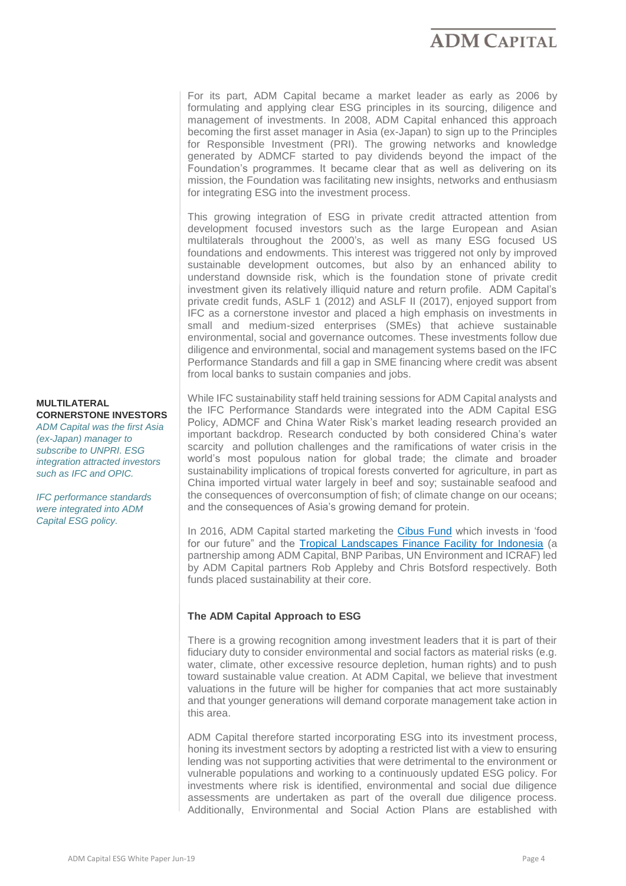For its part, ADM Capital became a market leader as early as 2006 by formulating and applying clear ESG principles in its sourcing, diligence and management of investments. In 2008, ADM Capital enhanced this approach becoming the first asset manager in Asia (ex-Japan) to sign up to the Principles for Responsible Investment (PRI). The growing networks and knowledge generated by ADMCF started to pay dividends beyond the impact of the Foundation's programmes. It became clear that as well as delivering on its mission, the Foundation was facilitating new insights, networks and enthusiasm for integrating ESG into the investment process.

This growing integration of ESG in private credit attracted attention from development focused investors such as the large European and Asian multilaterals throughout the 2000's, as well as many ESG focused US foundations and endowments. This interest was triggered not only by improved sustainable development outcomes, but also by an enhanced ability to understand downside risk, which is the foundation stone of private credit investment given its relatively illiquid nature and return profile. ADM Capital's private credit funds, ASLF 1 (2012) and ASLF II (2017), enjoyed support from IFC as a cornerstone investor and placed a high emphasis on investments in small and medium-sized enterprises (SMEs) that achieve sustainable environmental, social and governance outcomes. These investments follow due diligence and environmental, social and management systems based on the IFC Performance Standards and fill a gap in SME financing where credit was absent from local banks to sustain companies and jobs.

**MULTILATERAL CORNERSTONE INVESTORS**

*ADM Capital was the first Asia (ex-Japan) manager to subscribe to UNPRI. ESG integration attracted investors such as IFC and OPIC.*

*IFC performance standards were integrated into ADM Capital ESG policy.*

While IFC sustainability staff held training sessions for ADM Capital analysts and the IFC Performance Standards were integrated into the ADM Capital ESG Policy, ADMCF and China Water Risk's market leading research provided an important backdrop. Research conducted by both considered China's water scarcity and pollution challenges and the ramifications of water crisis in the world's most populous nation for global trade; the climate and broader sustainability implications of tropical forests converted for agriculture, in part as China imported virtual water largely in beef and soy; sustainable seafood and the consequences of overconsumption of fish; of climate change on our oceans; and the consequences of Asia's growing demand for protein.

In 2016, ADM Capital started marketing the Cibus Fund which invests in 'food for our future" and the Tropical Landscapes Finance Facility for Indonesia (a partnership among ADM Capital, BNP Paribas, UN Environment and ICRAF) led by ADM Capital partners Rob Appleby and Chris Botsford respectively. Both funds placed sustainability at their core.

### The ADM Capital Approach to ESG

There is a growing recognition among investment leaders that it is part of their fiduciary duty to consider environmental and social factors as material risks (e.g. water, climate, other excessive resource depletion, human rights) and to push toward sustainable value creation. At ADM Capital, we believe that investment valuations in the future will be higher for companies that act more sustainably and that younger generations will demand corporate management take action in this area.

ADM Capital therefore started incorporating ESG into its investment process, honing its investment sectors by adopting a restricted list with a view to ensuring lending was not supporting activities that were detrimental to the environment or vulnerable populations and working to a continuously updated ESG policy. For investments where risk is identified, environmental and social due diligence assessments are undertaken as part of the overall due diligence process. Additionally, Environmental and Social Action Plans are established with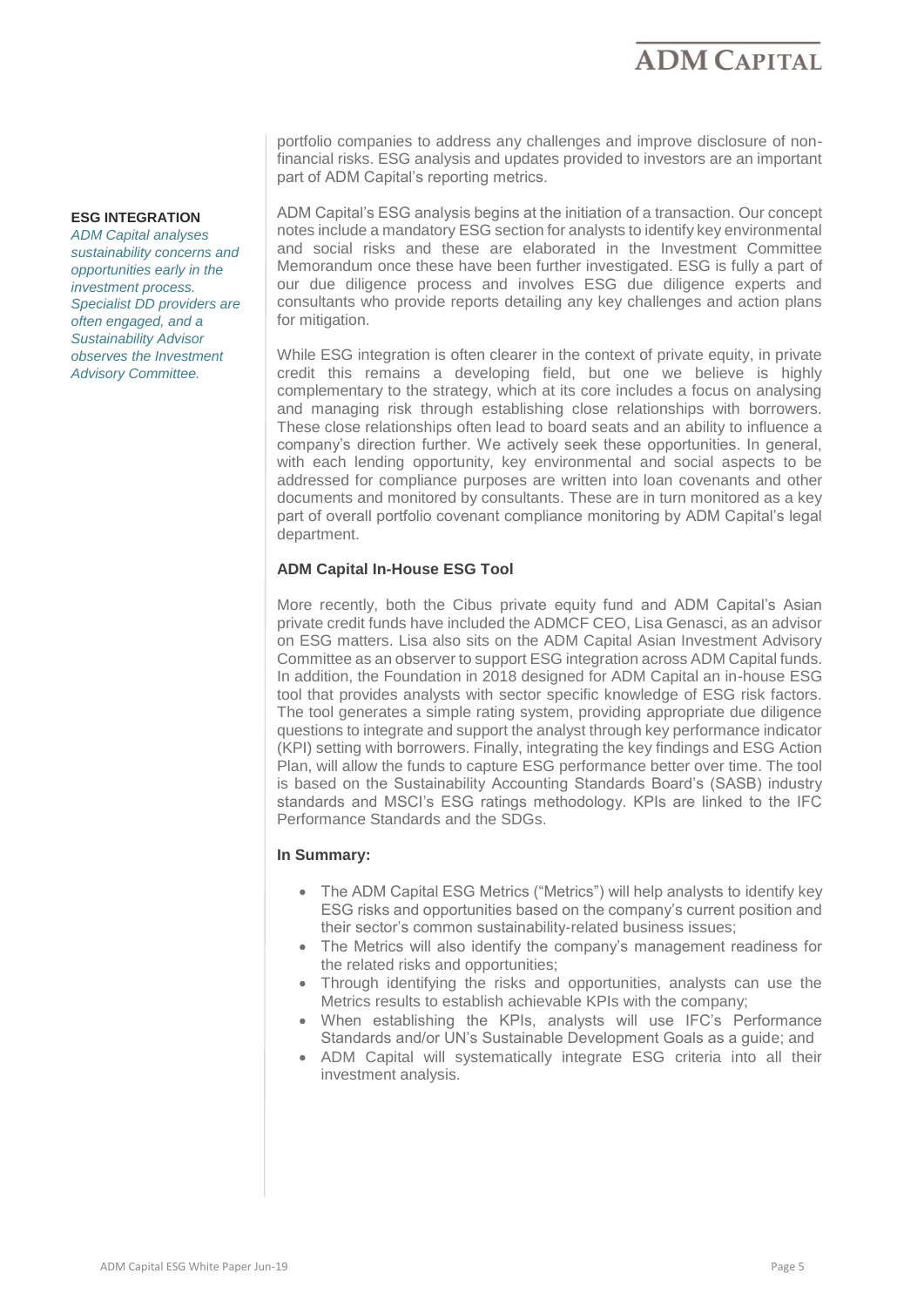portfolio companies to address any challenges and improve disclosure of non-financial risks. ESG analysis and updates provided to investors are an important part of ADM Capital's reporting metrics.

**ESG INTEGRATION**

*ADM Capital analyses sustainability concerns and opportunities early in the investment process. Specialist DD providers are often engaged, and a Sustainability Advisor observes the Investment Advisory Committee.*

ADM Capital's ESG analysis begins at the initiation of a transaction. Our concept notes include a mandatory ESG section for analysts to identify key environmental and social risks and these are elaborated in the Investment Committee Memorandum once these have been further investigated. ESG is fully a part of our due diligence process and involves ESG due diligence experts and consultants who provide reports detailing any key challenges and action plans for mitigation.

While ESG integration is often clearer in the context of private equity, in private credit this remains a developing field, but one we believe is highly complementary to the strategy, which at its core includes a focus on analysing and managing risk through establishing close relationships with borrowers. These close relationships often lead to board seats and an ability to influence a company's direction further. We actively seek these opportunities. In general, with each lending opportunity, key environmental and social aspects to be addressed for compliance purposes are written into loan covenants and other documents and monitored by consultants. These are in turn monitored as a key part of overall portfolio covenant compliance monitoring by ADM Capital's legal department.

### ADM Capital In-House ESG Tool

More recently, both the Cibus private equity fund and ADM Capital's Asian private credit funds have included the ADMCF CEO, Lisa Genasci, as an advisor on ESG matters. Lisa also sits on the ADM Capital Asian Investment Advisory Committee as an observer to support ESG integration across ADM Capital funds. In addition, the Foundation in 2018 designed for ADM Capital an in-house ESG tool that provides analysts with sector specific knowledge of ESG risk factors. The tool generates a simple rating system, providing appropriate due diligence questions to integrate and support the analyst through key performance indicator (KPI) setting with borrowers. Finally, integrating the key findings and ESG Action Plan, will allow the funds to capture ESG performance better over time. The tool is based on the Sustainability Accounting Standards Board's (SASB) industry standards and MSCI's ESG ratings methodology. KPIs are linked to the IFC Performance Standards and the SDGs.

**In Summary:**

- The ADM Capital ESG Metrics ("Metrics") will help analysts to identify key ESG risks and opportunities based on the company's current position and their sector's common sustainability-related business issues;
- The Metrics will also identify the company's management readiness for the related risks and opportunities;
- Through identifying the risks and opportunities, analysts can use the Metrics results to establish achievable KPIs with the company;
- When establishing the KPIs, analysts will use IFC's Performance Standards and/or UN's Sustainable Development Goals as a guide; and
- ADM Capital will systematically integrate ESG criteria into all their investment analysis.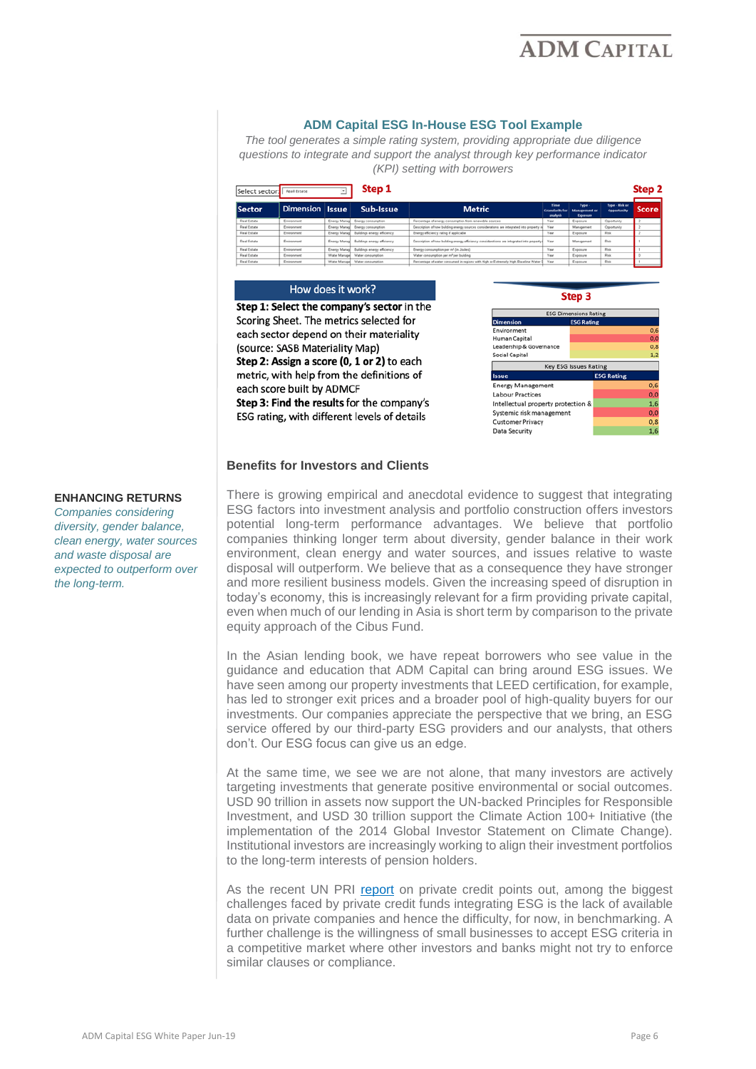**ADM Capital ESG In-House ESG Tool Example**

*The tool generates a simple rating system, providing appropriate due diligence questions to integrate and support the analyst through key performance indicator (KPI) setting with borrowers*

Select sector: Real Estate — **Step 1** — **Step 2**

| Sector | Dimension | Issue | Sub-Issue | Metric | Time Granularity for analysis | Type - Management or Exposure | Type - Risk or Opportunity | Score |
|---|---|---|---|---|---|---|---|---|
| Real Estate | Environment | Energy Manag | Energy consumption | Percentage of energy consumption from renewable sources | Year | Exposure | Opportunity | 2 |
| Real Estate | Environment | Energy Manag | Energy consumption | Description of how building energy sources considerations are integrated into property | Year | Management | Opportunity | 2 |
| Real Estate | Environment | Energy Manag | Buildings energy efficiency | Energy efficiency rating if applicable | Year | Exposure | Risk | 2 |
| Real Estate | Environment | Energy Manag | Buildings energy efficiency | Description of how building energy efficiency considerations are integrated into property | Year | Management | Risk | 1 |
| Real Estate | Environment | Energy Manag | Buildings energy efficiency | Energy consumption per m² (in Joules) | Year | Exposure | Risk | 1 |
| Real Estate | Environment | Water Manage | Water consumption | Water consumption per m² per building | Year | Exposure | Risk | 0 |
| Real Estate | Environment | Water Manage | Water consumption | Percentage of water consumed in regions with High or Extremely High Baseline Water S | Year | Exposure | Risk | 1 |

**How does it work?**

**Step 1: Select the company's sector** in the Scoring Sheet. The metrics selected for each sector depend on their materiality (source: SASB Materiality Map)

**Step 2: Assign a score (0, 1 or 2)** to each metric, with help from the definitions of each score built by ADMCF

**Step 3:** Find the results for the company's ESG rating, with different levels of details

**Step 3**

| ESG Dimensions Rating | |
|---|---|
| **Dimension** | **ESG Rating** |
| Environment | 0,6 |
| Human Capital | 0,0 |
| Leadership & Governance | 0,8 |
| Social Capital | 1,2 |

| Key ESG Issues Rating | |
|---|---|
| **Issue** | **ESG Rating** |
| Energy Management | 0,6 |
| Labour Practices | 0,0 |
| Intellectual property protection & | 1,6 |
| Systemic risk management | 0,0 |
| Customer Privacy | 0,8 |
| Data Security | 1,6 |

## Benefits for Investors and Clients

**ENHANCING RETURNS**

*Companies considering diversity, gender balance, clean energy, water sources and waste disposal are expected to outperform over the long-term.*

There is growing empirical and anecdotal evidence to suggest that integrating ESG factors into investment analysis and portfolio construction offers investors potential long-term performance advantages. We believe that portfolio companies thinking longer term about diversity, gender balance in their work environment, clean energy and water sources, and issues relative to waste disposal will outperform. We believe that as a consequence they have stronger and more resilient business models. Given the increasing speed of disruption in today's economy, this is increasingly relevant for a firm providing private capital, even when much of our lending in Asia is short term by comparison to the private equity approach of the Cibus Fund.

In the Asian lending book, we have repeat borrowers who see value in the guidance and education that ADM Capital can bring around ESG issues. We have seen among our property investments that LEED certification, for example, has led to stronger exit prices and a broader pool of high-quality buyers for our investments. Our companies appreciate the perspective that we bring, an ESG service offered by our third-party ESG providers and our analysts, that others don't. Our ESG focus can give us an edge.

At the same time, we see we are not alone, that many investors are actively targeting investments that generate positive environmental or social outcomes. USD 90 trillion in assets now support the UN-backed Principles for Responsible Investment, and USD 30 trillion support the Climate Action 100+ Initiative (the implementation of the 2014 Global Investor Statement on Climate Change). Institutional investors are increasingly working to align their investment portfolios to the long-term interests of pension holders.

As the recent UN PRI report on private credit points out, among the biggest challenges faced by private credit funds integrating ESG is the lack of available data on private companies and hence the difficulty, for now, in benchmarking. A further challenge is the willingness of small businesses to accept ESG criteria in a competitive market where other investors and banks might not try to enforce similar clauses or compliance.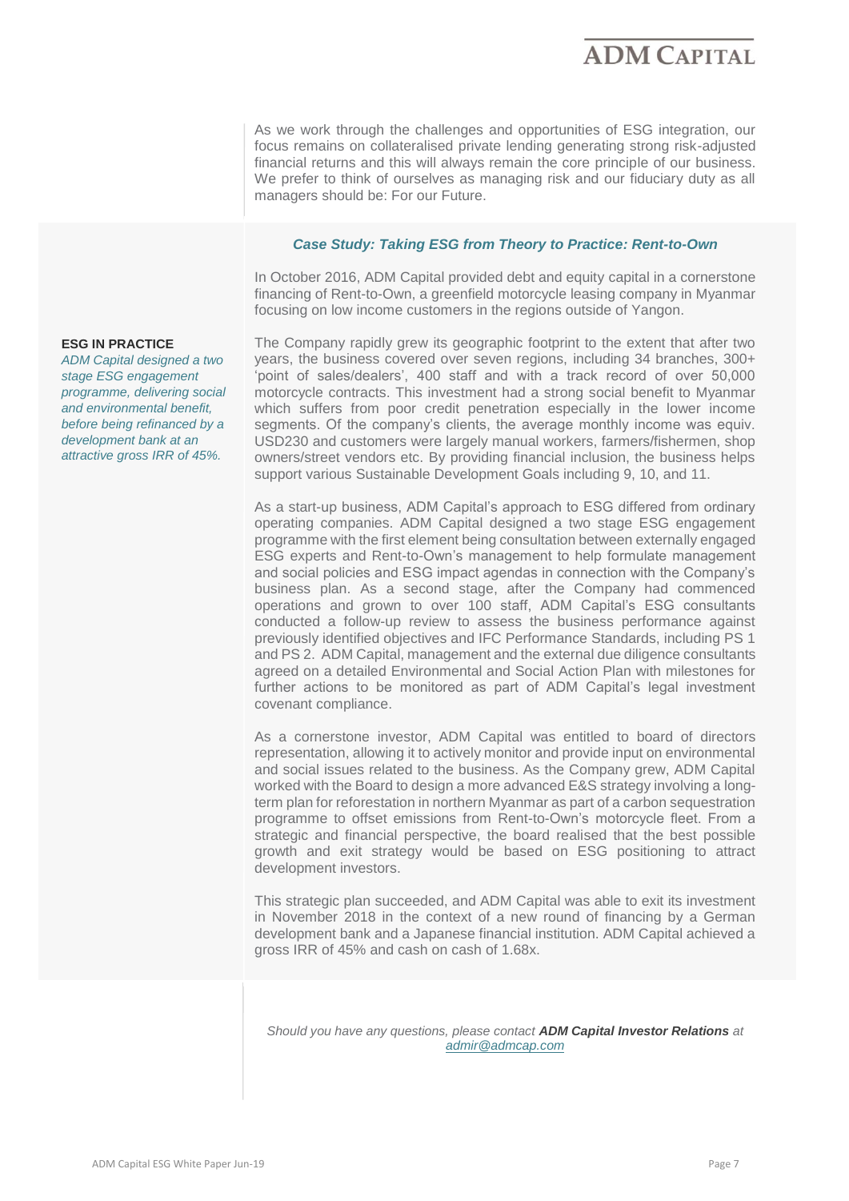As we work through the challenges and opportunities of ESG integration, our focus remains on collateralised private lending generating strong risk-adjusted financial returns and this will always remain the core principle of our business. We prefer to think of ourselves as managing risk and our fiduciary duty as all managers should be: For our Future.

### *Case Study: Taking ESG from Theory to Practice: Rent-to-Own*

**ESG IN PRACTICE**

*ADM Capital designed a two stage ESG engagement programme, delivering social and environmental benefit, before being refinanced by a development bank at an attractive gross IRR of 45%.*

In October 2016, ADM Capital provided debt and equity capital in a cornerstone financing of Rent-to-Own, a greenfield motorcycle leasing company in Myanmar focusing on low income customers in the regions outside of Yangon.

The Company rapidly grew its geographic footprint to the extent that after two years, the business covered over seven regions, including 34 branches, 300+ 'point of sales/dealers', 400 staff and with a track record of over 50,000 motorcycle contracts. This investment had a strong social benefit to Myanmar which suffers from poor credit penetration especially in the lower income segments. Of the company's clients, the average monthly income was equiv. USD230 and customers were largely manual workers, farmers/fishermen, shop owners/street vendors etc. By providing financial inclusion, the business helps support various Sustainable Development Goals including 9, 10, and 11.

As a start-up business, ADM Capital's approach to ESG differed from ordinary operating companies. ADM Capital designed a two stage ESG engagement programme with the first element being consultation between externally engaged ESG experts and Rent-to-Own's management to help formulate management and social policies and ESG impact agendas in connection with the Company's business plan. As a second stage, after the Company had commenced operations and grown to over 100 staff, ADM Capital's ESG consultants conducted a follow-up review to assess the business performance against previously identified objectives and IFC Performance Standards, including PS 1 and PS 2. ADM Capital, management and the external due diligence consultants agreed on a detailed Environmental and Social Action Plan with milestones for further actions to be monitored as part of ADM Capital's legal investment covenant compliance.

As a cornerstone investor, ADM Capital was entitled to board of directors representation, allowing it to actively monitor and provide input on environmental and social issues related to the business. As the Company grew, ADM Capital worked with the Board to design a more advanced E&S strategy involving a long-term plan for reforestation in northern Myanmar as part of a carbon sequestration programme to offset emissions from Rent-to-Own's motorcycle fleet. From a strategic and financial perspective, the board realised that the best possible growth and exit strategy would be based on ESG positioning to attract development investors.

This strategic plan succeeded, and ADM Capital was able to exit its investment in November 2018 in the context of a new round of financing by a German development bank and a Japanese financial institution. ADM Capital achieved a gross IRR of 45% and cash on cash of 1.68x.

*Should you have any questions, please contact **ADM Capital Investor Relations** at [admir@admcap.com](mailto:admir@admcap.com)*